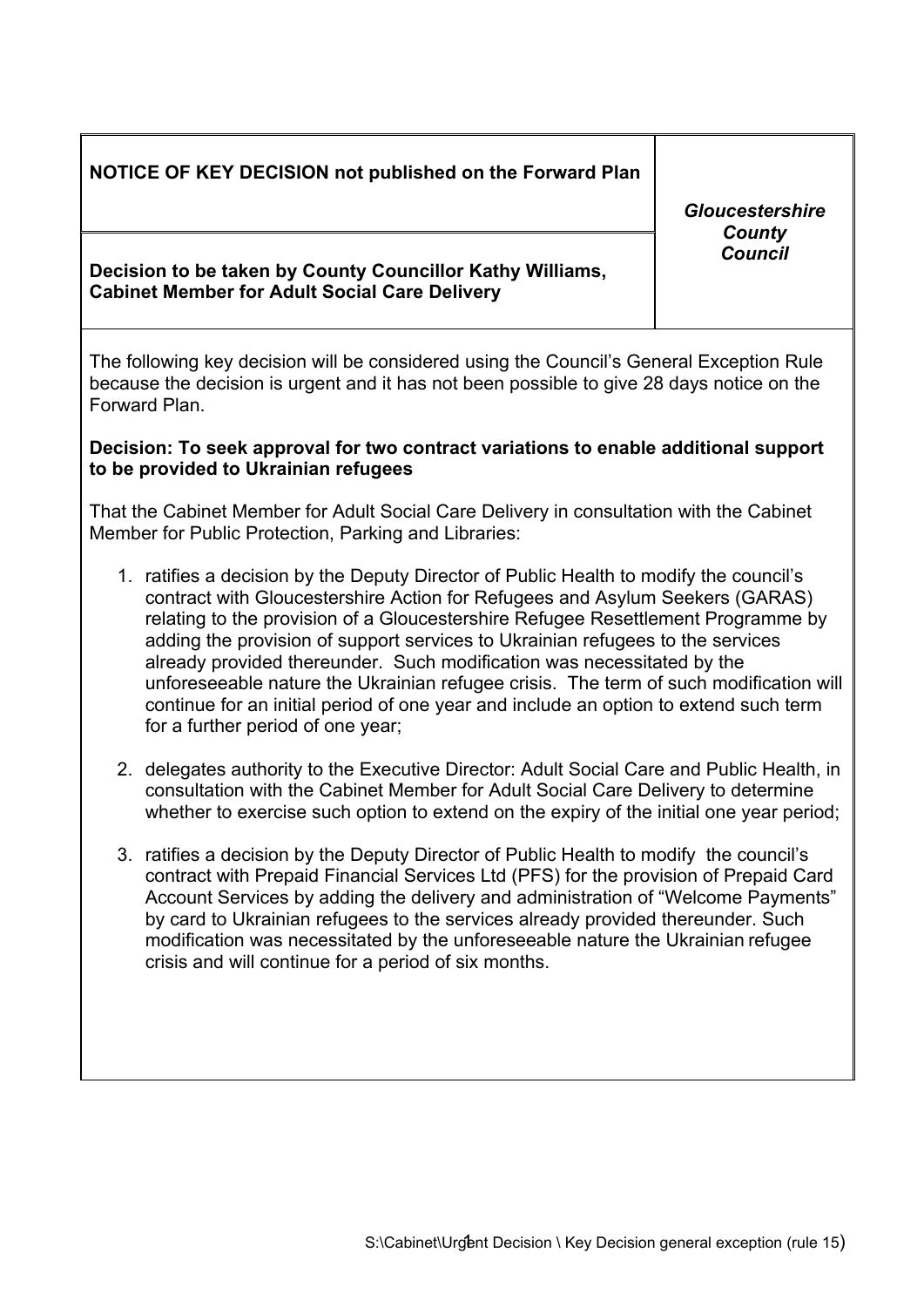| **NOTICE OF KEY DECISION not published on the Forward Plan** | ***Gloucestershire County Council*** |
| --- | --- |
| **Decision to be taken by County Councillor Kathy Williams, Cabinet Member for Adult Social Care Delivery** | |

The following key decision will be considered using the Council's General Exception Rule because the decision is urgent and it has not been possible to give 28 days notice on the Forward Plan.

**Decision: To seek approval for two contract variations to enable additional support to be provided to Ukrainian refugees**

That the Cabinet Member for Adult Social Care Delivery in consultation with the Cabinet Member for Public Protection, Parking and Libraries:

1. ratifies a decision by the Deputy Director of Public Health to modify the council's contract with Gloucestershire Action for Refugees and Asylum Seekers (GARAS) relating to the provision of a Gloucestershire Refugee Resettlement Programme by adding the provision of support services to Ukrainian refugees to the services already provided thereunder. Such modification was necessitated by the unforeseeable nature the Ukrainian refugee crisis. The term of such modification will continue for an initial period of one year and include an option to extend such term for a further period of one year;

2. delegates authority to the Executive Director: Adult Social Care and Public Health, in consultation with the Cabinet Member for Adult Social Care Delivery to determine whether to exercise such option to extend on the expiry of the initial one year period;

3. ratifies a decision by the Deputy Director of Public Health to modify the council's contract with Prepaid Financial Services Ltd (PFS) for the provision of Prepaid Card Account Services by adding the delivery and administration of "Welcome Payments" by card to Ukrainian refugees to the services already provided thereunder. Such modification was necessitated by the unforeseeable nature the Ukrainian refugee crisis and will continue for a period of six months.

S:\Cabinet\Urgent Decision \ Key Decision general exception (rule 15)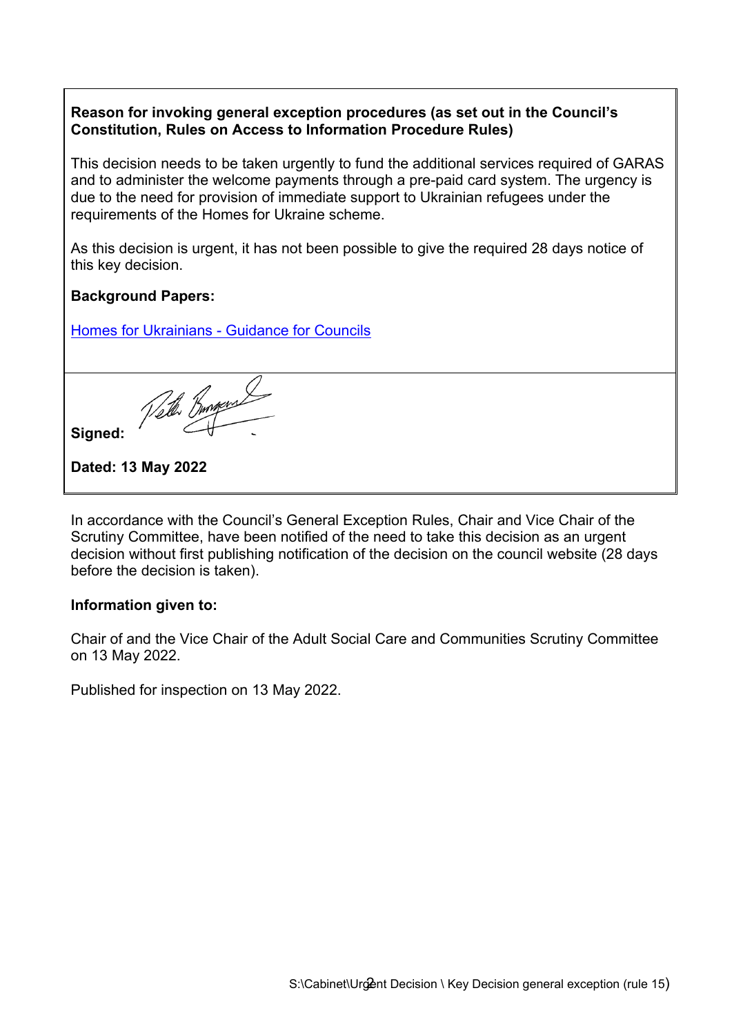**Reason for invoking general exception procedures (as set out in the Council's Constitution, Rules on Access to Information Procedure Rules)**

This decision needs to be taken urgently to fund the additional services required of GARAS and to administer the welcome payments through a pre-paid card system. The urgency is due to the need for provision of immediate support to Ukrainian refugees under the requirements of the Homes for Ukraine scheme.

As this decision is urgent, it has not been possible to give the required 28 days notice of this key decision.

**Background Papers:**

[Homes for Ukrainians - Guidance for Councils]

**Signed:**

**Dated: 13 May 2022**

In accordance with the Council's General Exception Rules, Chair and Vice Chair of the Scrutiny Committee, have been notified of the need to take this decision as an urgent decision without first publishing notification of the decision on the council website (28 days before the decision is taken).

**Information given to:**

Chair of and the Vice Chair of the Adult Social Care and Communities Scrutiny Committee on 13 May 2022.

Published for inspection on 13 May 2022.

S:\Cabinet\Urgent Decision \ Key Decision general exception (rule 15)